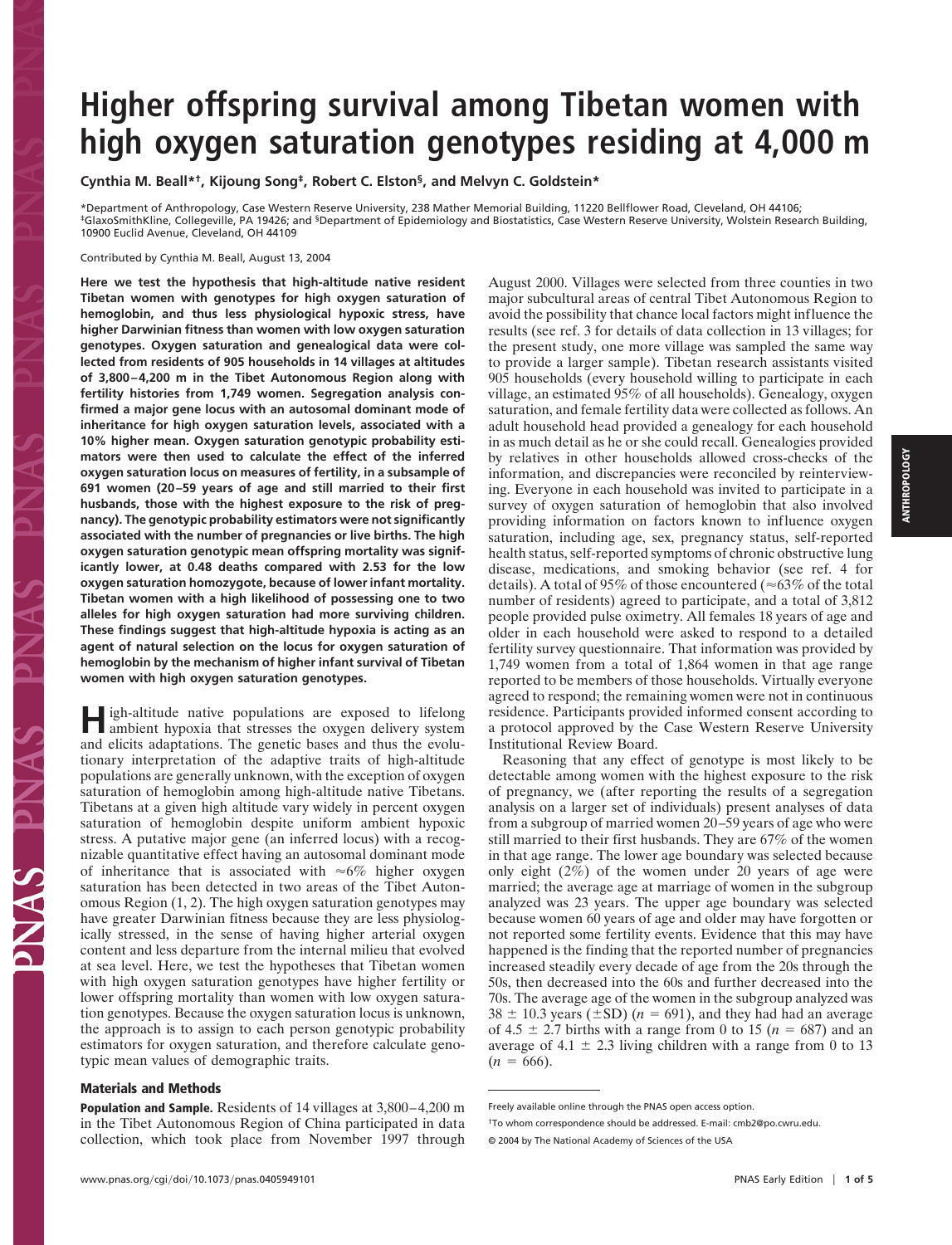# Higher offspring survival among Tibetan women with high oxygen saturation genotypes residing at 4,000 m

**Cynthia M. Beall*†, Kijoung Song‡, Robert C. Elston§, and Melvyn C. Goldstein***

*Department of Anthropology, Case Western Reserve University, 238 Mather Memorial Building, 11220 Bellflower Road, Cleveland, OH 44106; ‡GlaxoSmithKline, Collegeville, PA 19426; and §Department of Epidemiology and Biostatistics, Case Western Reserve University, Wolstein Research Building, 10900 Euclid Avenue, Cleveland, OH 44109

Contributed by Cynthia M. Beall, August 13, 2004

**Here we test the hypothesis that high-altitude native resident Tibetan women with genotypes for high oxygen saturation of hemoglobin, and thus less physiological hypoxic stress, have higher Darwinian fitness than women with low oxygen saturation genotypes. Oxygen saturation and genealogical data were collected from residents of 905 households in 14 villages at altitudes of 3,800–4,200 m in the Tibet Autonomous Region along with fertility histories from 1,749 women. Segregation analysis confirmed a major gene locus with an autosomal dominant mode of inheritance for high oxygen saturation levels, associated with a 10% higher mean. Oxygen saturation genotypic probability estimators were then used to calculate the effect of the inferred oxygen saturation locus on measures of fertility, in a subsample of 691 women (20–59 years of age and still married to their first husbands, those with the highest exposure to the risk of pregnancy). The genotypic probability estimators were not significantly associated with the number of pregnancies or live births. The high oxygen saturation genotypic mean offspring mortality was significantly lower, at 0.48 deaths compared with 2.53 for the low oxygen saturation homozygote, because of lower infant mortality. Tibetan women with a high likelihood of possessing one to two alleles for high oxygen saturation had more surviving children. These findings suggest that high-altitude hypoxia is acting as an agent of natural selection on the locus for oxygen saturation of hemoglobin by the mechanism of higher infant survival of Tibetan women with high oxygen saturation genotypes.**

High-altitude native populations are exposed to lifelong ambient hypoxia that stresses the oxygen delivery system and elicits adaptations. The genetic bases and thus the evolutionary interpretation of the adaptive traits of high-altitude populations are generally unknown, with the exception of oxygen saturation of hemoglobin among high-altitude native Tibetans. Tibetans at a given high altitude vary widely in percent oxygen saturation of hemoglobin despite uniform ambient hypoxic stress. A putative major gene (an inferred locus) with a recognizable quantitative effect having an autosomal dominant mode of inheritance that is associated with ≈6% higher oxygen saturation has been detected in two areas of the Tibet Autonomous Region (1, 2). The high oxygen saturation genotypes may have greater Darwinian fitness because they are less physiologically stressed, in the sense of having higher arterial oxygen content and less departure from the internal milieu that evolved at sea level. Here, we test the hypotheses that Tibetan women with high oxygen saturation genotypes have higher fertility or lower offspring mortality than women with low oxygen saturation genotypes. Because the oxygen saturation locus is unknown, the approach is to assign to each person genotypic probability estimators for oxygen saturation, and therefore calculate genotypic mean values of demographic traits.

## Materials and Methods

**Population and Sample.** Residents of 14 villages at 3,800–4,200 m in the Tibet Autonomous Region of China participated in data collection, which took place from November 1997 through August 2000. Villages were selected from three counties in two major subcultural areas of central Tibet Autonomous Region to avoid the possibility that chance local factors might influence the results (see ref. 3 for details of data collection in 13 villages; for the present study, one more village was sampled the same way to provide a larger sample). Tibetan research assistants visited 905 households (every household willing to participate in each village, an estimated 95% of all households). Genealogy, oxygen saturation, and female fertility data were collected as follows. An adult household head provided a genealogy for each household in as much detail as he or she could recall. Genealogies provided by relatives in other households allowed cross-checks of the information, and discrepancies were reconciled by reinterviewing. Everyone in each household was invited to participate in a survey of oxygen saturation of hemoglobin that also involved providing information on factors known to influence oxygen saturation, including age, sex, pregnancy status, self-reported health status, self-reported symptoms of chronic obstructive lung disease, medications, and smoking behavior (see ref. 4 for details). A total of 95% of those encountered (≈63% of the total number of residents) agreed to participate, and a total of 3,812 people provided pulse oximetry. All females 18 years of age and older in each household were asked to respond to a detailed fertility survey questionnaire. That information was provided by 1,749 women from a total of 1,864 women in that age range reported to be members of those households. Virtually everyone agreed to respond; the remaining women were not in continuous residence. Participants provided informed consent according to a protocol approved by the Case Western Reserve University Institutional Review Board.

Reasoning that any effect of genotype is most likely to be detectable among women with the highest exposure to the risk of pregnancy, we (after reporting the results of a segregation analysis on a larger set of individuals) present analyses of data from a subgroup of married women 20–59 years of age who were still married to their first husbands. They are 67% of the women in that age range. The lower age boundary was selected because only eight (2%) of the women under 20 years of age were married; the average age at marriage of women in the subgroup analyzed was 23 years. The upper age boundary was selected because women 60 years of age and older may have forgotten or not reported some fertility events. Evidence that this may have happened is the finding that the reported number of pregnancies increased steadily every decade of age from the 20s through the 50s, then decreased into the 60s and further decreased into the 70s. The average age of the women in the subgroup analyzed was 38 ± 10.3 years (±SD) ($n$ = 691), and they had had an average of 4.5 ± 2.7 births with a range from 0 to 15 ($n$ = 687) and an average of 4.1 ± 2.3 living children with a range from 0 to 13 ($n$ = 666).

Freely available online through the PNAS open access option.

†To whom correspondence should be addressed. E-mail: cmb2@po.cwru.edu.

© 2004 by The National Academy of Sciences of the USA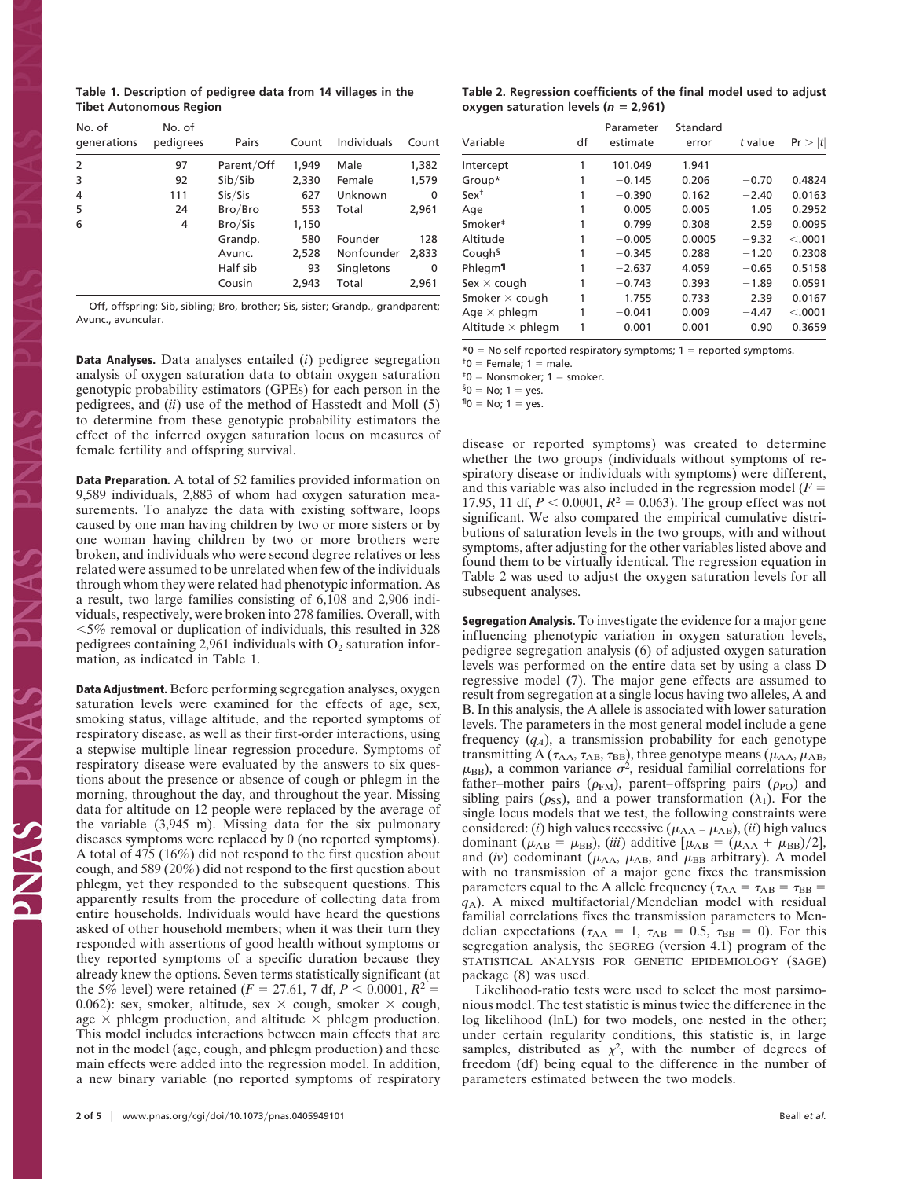**Table 1. Description of pedigree data from 14 villages in the Tibet Autonomous Region**

| No. of generations | No. of pedigrees | Pairs | Count | Individuals | Count |
|---|---|---|---|---|---|
| 2 | 97 | Parent/Off | 1,949 | Male | 1,382 |
| 3 | 92 | Sib/Sib | 2,330 | Female | 1,579 |
| 4 | 111 | Sis/Sis | 627 | Unknown | 0 |
| 5 | 24 | Bro/Bro | 553 | Total | 2,961 |
| 6 | 4 | Bro/Sis | 1,150 | | |
| | | Grandp. | 580 | Founder | 128 |
| | | Avunc. | 2,528 | Nonfounder | 2,833 |
| | | Half sib | 93 | Singletons | 0 |
| | | Cousin | 2,943 | Total | 2,961 |

Off, offspring; Sib, sibling; Bro, brother; Sis, sister; Grandp., grandparent; Avunc., avuncular.

**Data Analyses.** Data analyses entailed (*i*) pedigree segregation analysis of oxygen saturation data to obtain oxygen saturation genotypic probability estimators (GPEs) for each person in the pedigrees, and (*ii*) use of the method of Hasstedt and Moll (5) to determine from these genotypic probability estimators the effect of the inferred oxygen saturation locus on measures of female fertility and offspring survival.

**Data Preparation.** A total of 52 families provided information on 9,589 individuals, 2,883 of whom had oxygen saturation measurements. To analyze the data with existing software, loops caused by one man having children by two or more sisters or by one woman having children by two or more brothers were broken, and individuals who were second degree relatives or less related were assumed to be unrelated when few of the individuals through whom they were related had phenotypic information. As a result, two large families consisting of 6,108 and 2,906 individuals, respectively, were broken into 278 families. Overall, with <5% removal or duplication of individuals, this resulted in 328 pedigrees containing 2,961 individuals with $O_2$ saturation information, as indicated in Table 1.

**Data Adjustment.** Before performing segregation analyses, oxygen saturation levels were examined for the effects of age, sex, smoking status, village altitude, and the reported symptoms of respiratory disease, as well as their first-order interactions, using a stepwise multiple linear regression procedure. Symptoms of respiratory disease were evaluated by the answers to six questions about the presence or absence of cough or phlegm in the morning, throughout the day, and throughout the year. Missing data for altitude on 12 people were replaced by the average of the variable (3,945 m). Missing data for the six pulmonary diseases symptoms were replaced by 0 (no reported symptoms). A total of 475 (16%) did not respond to the first question about cough, and 589 (20%) did not respond to the first question about phlegm, yet they responded to the subsequent questions. This apparently results from the procedure of collecting data from entire households. Individuals would have heard the questions asked of other household members; when it was their turn they responded with assertions of good health without symptoms or they reported symptoms of a specific duration because they already knew the options. Seven terms statistically significant (at the 5% level) were retained ($F = 27.61$, 7 df, $P < 0.0001$, $R^2 = 0.062$): sex, smoker, altitude, sex × cough, smoker × cough, age × phlegm production, and altitude × phlegm production. This model includes interactions between main effects that are not in the model (age, cough, and phlegm production) and these main effects were added into the regression model. In addition, a new binary variable (no reported symptoms of respiratory disease or reported symptoms) was created to determine whether the two groups (individuals without symptoms of respiratory disease or individuals with symptoms) were different, and this variable was also included in the regression model ($F = 17.95$, 11 df, $P < 0.0001$, $R^2 = 0.063$). The group effect was not significant. We also compared the empirical cumulative distributions of saturation levels in the two groups, with and without symptoms, after adjusting for the other variables listed above and found them to be virtually identical. The regression equation in Table 2 was used to adjust the oxygen saturation levels for all subsequent analyses.

**Table 2. Regression coefficients of the final model used to adjust oxygen saturation levels ($n = 2{,}961$)**

| Variable | df | Parameter estimate | Standard error | *t* value | Pr > \|*t*\| |
|---|---|---|---|---|---|
| Intercept | 1 | 101.049 | 1.941 | | |
| Group* | 1 | −0.145 | 0.206 | −0.70 | 0.4824 |
| Sex† | 1 | −0.390 | 0.162 | −2.40 | 0.0163 |
| Age | 1 | 0.005 | 0.005 | 1.05 | 0.2952 |
| Smoker‡ | 1 | 0.799 | 0.308 | 2.59 | 0.0095 |
| Altitude | 1 | −0.005 | 0.0005 | −9.32 | <.0001 |
| Cough§ | 1 | −0.345 | 0.288 | −1.20 | 0.2308 |
| Phlegm¶ | 1 | −2.637 | 4.059 | −0.65 | 0.5158 |
| Sex × cough | 1 | −0.743 | 0.393 | −1.89 | 0.0591 |
| Smoker × cough | 1 | 1.755 | 0.733 | 2.39 | 0.0167 |
| Age × phlegm | 1 | −0.041 | 0.009 | −4.47 | <.0001 |
| Altitude × phlegm | 1 | 0.001 | 0.001 | 0.90 | 0.3659 |

*0 = No self-reported respiratory symptoms; 1 = reported symptoms.
†0 = Female; 1 = male.
‡0 = Nonsmoker; 1 = smoker.
§0 = No; 1 = yes.
¶0 = No; 1 = yes.

**Segregation Analysis.** To investigate the evidence for a major gene influencing phenotypic variation in oxygen saturation levels, pedigree segregation analysis (6) of adjusted oxygen saturation levels was performed on the entire data set by using a class D regressive model (7). The major gene effects are assumed to result from segregation at a single locus having two alleles, A and B. In this analysis, the A allele is associated with lower saturation levels. The parameters in the most general model include a gene frequency ($q_A$), a transmission probability for each genotype transmitting A ($\tau_{AA}$, $\tau_{AB}$, $\tau_{BB}$), three genotype means ($\mu_{AA}$, $\mu_{AB}$, $\mu_{BB}$), a common variance $\sigma^2$, residual familial correlations for father–mother pairs ($\rho_{FM}$), parent–offspring pairs ($\rho_{PO}$) and sibling pairs ($\rho_{SS}$), and a power transformation ($\lambda_1$). For the single locus models that we test, the following constraints were considered: (*i*) high values recessive ($\mu_{AA} = \mu_{AB}$), (*ii*) high values dominant ($\mu_{AB} = \mu_{BB}$), (*iii*) additive [$\mu_{AB} = (\mu_{AA} + \mu_{BB})/2$], and (*iv*) codominant ($\mu_{AA}$, $\mu_{AB}$, and $\mu_{BB}$ arbitrary). A model with no transmission of a major gene fixes the transmission parameters equal to the A allele frequency ($\tau_{AA} = \tau_{AB} = \tau_{BB} = q_A$). A mixed multifactorial/Mendelian model with residual familial correlations fixes the transmission parameters to Mendelian expectations ($\tau_{AA} = 1$, $\tau_{AB} = 0.5$, $\tau_{BB} = 0$). For this segregation analysis, the SEGREG (version 4.1) program of the STATISTICAL ANALYSIS FOR GENETIC EPIDEMIOLOGY (SAGE) package (8) was used.

Likelihood-ratio tests were used to select the most parsimonious model. The test statistic is minus twice the difference in the log likelihood (lnL) for two models, one nested in the other; under certain regularity conditions, this statistic is, in large samples, distributed as $\chi^2$, with the number of degrees of freedom (df) being equal to the difference in the number of parameters estimated between the two models.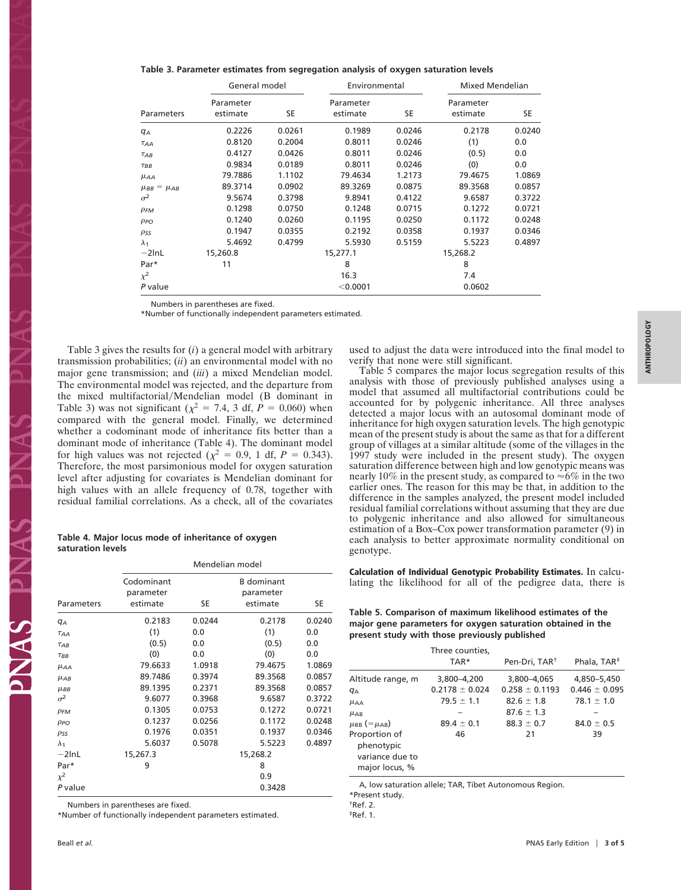**Table 3. Parameter estimates from segregation analysis of oxygen saturation levels**

| | General model | | Environmental | | Mixed Mendelian | |
|---|---|---|---|---|---|---|
| Parameters | Parameter estimate | SE | Parameter estimate | SE | Parameter estimate | SE |
| $q_A$ | 0.2226 | 0.0261 | 0.1989 | 0.0246 | 0.2178 | 0.0240 |
| $\tau_{AA}$ | 0.8120 | 0.2004 | 0.8011 | 0.0246 | (1) | 0.0 |
| $\tau_{AB}$ | 0.4127 | 0.0426 | 0.8011 | 0.0246 | (0.5) | 0.0 |
| $\tau_{BB}$ | 0.9834 | 0.0189 | 0.8011 | 0.0246 | (0) | 0.0 |
| $\mu_{AA}$ | 79.7886 | 1.1102 | 79.4634 | 1.2173 | 79.4675 | 1.0869 |
| $\mu_{BB} = \mu_{AB}$ | 89.3714 | 0.0902 | 89.3269 | 0.0875 | 89.3568 | 0.0857 |
| $\sigma^2$ | 9.5674 | 0.3798 | 9.8941 | 0.4122 | 9.6587 | 0.3722 |
| $\rho_{FM}$ | 0.1298 | 0.0750 | 0.1248 | 0.0715 | 0.1272 | 0.0721 |
| $\rho_{PO}$ | 0.1240 | 0.0260 | 0.1195 | 0.0250 | 0.1172 | 0.0248 |
| $\rho_{SS}$ | 0.1947 | 0.0355 | 0.2192 | 0.0358 | 0.1937 | 0.0346 |
| $\lambda_1$ | 5.4692 | 0.4799 | 5.5930 | 0.5159 | 5.5223 | 0.4897 |
| $-2\ln L$ | 15,260.8 | | 15,277.1 | | 15,268.2 | |
| Par* | 11 | | 8 | | 8 | |
| $\chi^2$ | | | 16.3 | | 7.4 | |
| $P$ value | | | <0.0001 | | 0.0602 | |

Numbers in parentheses are fixed.

*Number of functionally independent parameters estimated.

Table 3 gives the results for (*i*) a general model with arbitrary transmission probabilities; (*ii*) an environmental model with no major gene transmission; and (*iii*) a mixed Mendelian model. The environmental model was rejected, and the departure from the mixed multifactorial/Mendelian model (B dominant in Table 3) was not significant ($\chi^2 = 7.4$, 3 df, $P = 0.060$) when compared with the general model. Finally, we determined whether a codominant mode of inheritance fits better than a dominant mode of inheritance (Table 4). The dominant model for high values was not rejected ($\chi^2 = 0.9$, 1 df, $P = 0.343$). Therefore, the most parsimonious model for oxygen saturation level after adjusting for covariates is Mendelian dominant for high values with an allele frequency of 0.78, together with residual familial correlations. As a check, all of the covariates used to adjust the data were introduced into the final model to verify that none were still significant.

**Table 4. Major locus mode of inheritance of oxygen saturation levels**

| | Mendelian model | | | |
|---|---|---|---|---|
| Parameters | Codominant parameter estimate | SE | B dominant parameter estimate | SE |
| $q_A$ | 0.2183 | 0.0244 | 0.2178 | 0.0240 |
| $\tau_{AA}$ | (1) | 0.0 | (1) | 0.0 |
| $\tau_{AB}$ | (0.5) | 0.0 | (0.5) | 0.0 |
| $\tau_{BB}$ | (0) | 0.0 | (0) | 0.0 |
| $\mu_{AA}$ | 79.6633 | 1.0918 | 79.4675 | 1.0869 |
| $\mu_{AB}$ | 89.7486 | 0.3974 | 89.3568 | 0.0857 |
| $\mu_{BB}$ | 89.1395 | 0.2371 | 89.3568 | 0.0857 |
| $\sigma^2$ | 9.6077 | 0.3968 | 9.6587 | 0.3722 |
| $\rho_{FM}$ | 0.1305 | 0.0753 | 0.1272 | 0.0721 |
| $\rho_{PO}$ | 0.1237 | 0.0256 | 0.1172 | 0.0248 |
| $\rho_{SS}$ | 0.1976 | 0.0351 | 0.1937 | 0.0346 |
| $\lambda_1$ | 5.6037 | 0.5078 | 5.5223 | 0.4897 |
| $-2\ln L$ | 15,267.3 | | 15,268.2 | |
| Par* | 9 | | 8 | |
| $\chi^2$ | | | 0.9 | |
| $P$ value | | | 0.3428 | |

Numbers in parentheses are fixed.

*Number of functionally independent parameters estimated.

Table 5 compares the major locus segregation results of this analysis with those of previously published analyses using a model that assumed all multifactorial contributions could be accounted for by polygenic inheritance. All three analyses detected a major locus with an autosomal dominant mode of inheritance for high oxygen saturation levels. The high genotypic mean of the present study is about the same as that for a different group of villages at a similar altitude (some of the villages in the 1997 study were included in the present study). The oxygen saturation difference between high and low genotypic means was nearly 10% in the present study, as compared to ≈6% in the two earlier ones. The reason for this may be that, in addition to the difference in the samples analyzed, the present model included residual familial correlations without assuming that they are due to polygenic inheritance and also allowed for simultaneous estimation of a Box–Cox power transformation parameter (9) in each analysis to better approximate normality conditional on genotype.

**Calculation of Individual Genotypic Probability Estimates.** In calculating the likelihood for all of the pedigree data, there is

**Table 5. Comparison of maximum likelihood estimates of the major gene parameters for oxygen saturation obtained in the present study with those previously published**

| | Three counties, TAR* | Pen-Dri, TAR[†] | Phala, TAR[‡] |
|---|---|---|---|
| Altitude range, m | 3,800–4,200 | 3,800–4,065 | 4,850–5,450 |
| $q_A$ | 0.2178 ± 0.024 | 0.258 ± 0.1193 | 0.446 ± 0.095 |
| $\mu_{AA}$ | 79.5 ± 1.1 | 82.6 ± 1.8 | 78.1 ± 1.0 |
| $\mu_{AB}$ | – | 87.6 ± 1.3 | – |
| $\mu_{BB}$ (=$\mu_{AB}$) | 89.4 ± 0.1 | 88.3 ± 0.7 | 84.0 ± 0.5 |
| Proportion of phenotypic variance due to major locus, % | 46 | 21 | 39 |

A, low saturation allele; TAR, Tibet Autonomous Region.

*Present study.

[†]Ref. 2.

[‡]Ref. 1.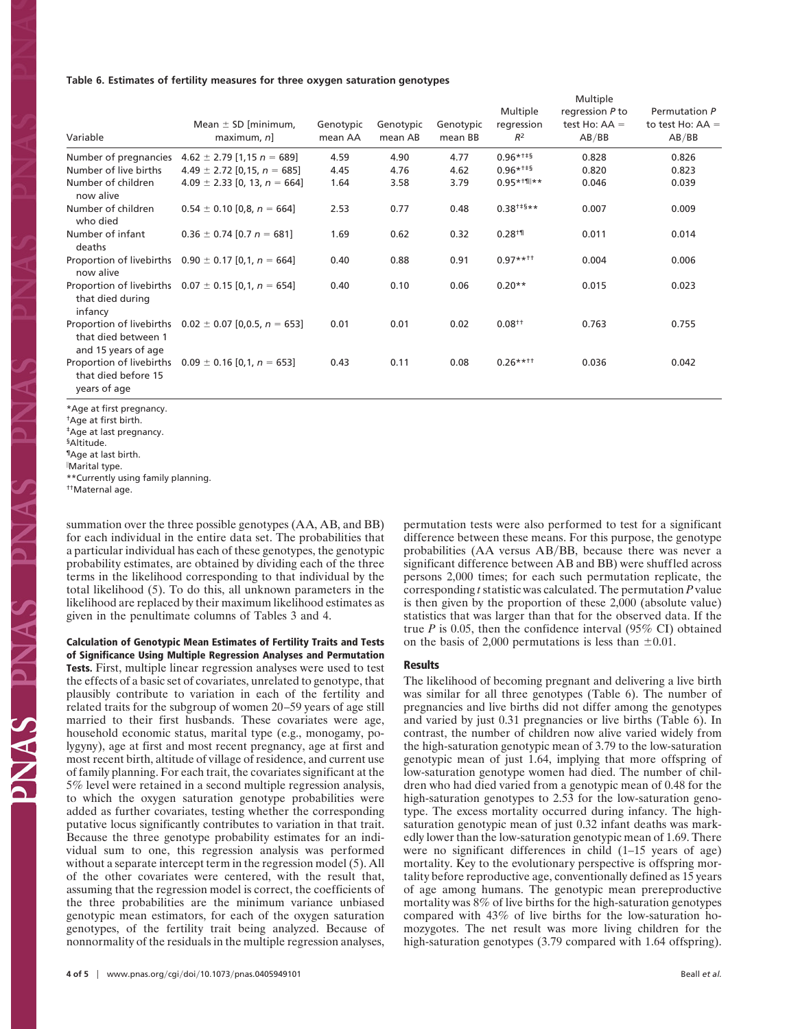**Table 6. Estimates of fertility measures for three oxygen saturation genotypes**

| Variable | Mean ± SD [minimum, maximum, n] | Genotypic mean AA | Genotypic mean AB | Genotypic mean BB | Multiple regression $R^2$ | Multiple regression P to test Ho: AA = AB/BB | Permutation P to test Ho: AA = AB/BB |
|---|---|---|---|---|---|---|---|
| Number of pregnancies | 4.62 ± 2.79 [1,15 n = 689] | 4.59 | 4.90 | 4.77 | 0.96*†‡§ | 0.828 | 0.826 |
| Number of live births | 4.49 ± 2.72 [0,15, n = 685] | 4.45 | 4.76 | 4.62 | 0.96*†‡§ | 0.820 | 0.823 |
| Number of children now alive | 4.09 ± 2.33 [0, 13, n = 664] | 1.64 | 3.58 | 3.79 | 0.95*†¶‖** | 0.046 | 0.039 |
| Number of children who died | 0.54 ± 0.10 [0,8, n = 664] | 2.53 | 0.77 | 0.48 | 0.38†‡§** | 0.007 | 0.009 |
| Number of infant deaths | 0.36 ± 0.74 [0.7 n = 681] | 1.69 | 0.62 | 0.32 | 0.28†¶ | 0.011 | 0.014 |
| Proportion of livebirths now alive | 0.90 ± 0.17 [0,1, n = 664] | 0.40 | 0.88 | 0.91 | 0.97**†† | 0.004 | 0.006 |
| Proportion of livebirths that died during infancy | 0.07 ± 0.15 [0,1, n = 654] | 0.40 | 0.10 | 0.06 | 0.20** | 0.015 | 0.023 |
| Proportion of livebirths that died between 1 and 15 years of age | 0.02 ± 0.07 [0,0.5, n = 653] | 0.01 | 0.01 | 0.02 | 0.08†† | 0.763 | 0.755 |
| Proportion of livebirths that died before 15 years of age | 0.09 ± 0.16 [0,1, n = 653] | 0.43 | 0.11 | 0.08 | 0.26**†† | 0.036 | 0.042 |

*Age at first pregnancy.
†Age at first birth.
‡Age at last pregnancy.
§Altitude.
¶Age at last birth.
‖Marital type.
**Currently using family planning.
††Maternal age.

summation over the three possible genotypes (AA, AB, and BB) for each individual in the entire data set. The probabilities that a particular individual has each of these genotypes, the genotypic probability estimates, are obtained by dividing each of the three terms in the likelihood corresponding to that individual by the total likelihood (5). To do this, all unknown parameters in the likelihood are replaced by their maximum likelihood estimates as given in the penultimate columns of Tables 3 and 4.

**Calculation of Genotypic Mean Estimates of Fertility Traits and Tests of Significance Using Multiple Regression Analyses and Permutation Tests.** First, multiple linear regression analyses were used to test the effects of a basic set of covariates, unrelated to genotype, that plausibly contribute to variation in each of the fertility and related traits for the subgroup of women 20–59 years of age still married to their first husbands. These covariates were age, household economic status, marital type (e.g., monogamy, polygyny), age at first and most recent pregnancy, age at first and most recent birth, altitude of village of residence, and current use of family planning. For each trait, the covariates significant at the 5% level were retained in a second multiple regression analysis, to which the oxygen saturation genotype probabilities were added as further covariates, testing whether the corresponding putative locus significantly contributes to variation in that trait. Because the three genotype probability estimates for an individual sum to one, this regression analysis was performed without a separate intercept term in the regression model (5). All of the other covariates were centered, with the result that, assuming that the regression model is correct, the coefficients of the three probabilities are the minimum variance unbiased genotypic mean estimators, for each of the oxygen saturation genotypes, of the fertility trait being analyzed. Because of nonnormality of the residuals in the multiple regression analyses, permutation tests were also performed to test for a significant difference between these means. For this purpose, the genotype probabilities (AA versus AB/BB, because there was never a significant difference between AB and BB) were shuffled across persons 2,000 times; for each such permutation replicate, the corresponding *t* statistic was calculated. The permutation *P* value is then given by the proportion of these 2,000 (absolute value) statistics that was larger than that for the observed data. If the true *P* is 0.05, then the confidence interval (95% CI) obtained on the basis of 2,000 permutations is less than ±0.01.

## Results

The likelihood of becoming pregnant and delivering a live birth was similar for all three genotypes (Table 6). The number of pregnancies and live births did not differ among the genotypes and varied by just 0.31 pregnancies or live births (Table 6). In contrast, the number of children now alive varied widely from the high-saturation genotypic mean of 3.79 to the low-saturation genotypic mean of just 1.64, implying that more offspring of low-saturation genotype women had died. The number of children who had died varied from a genotypic mean of 0.48 for the high-saturation genotypes to 2.53 for the low-saturation genotype. The excess mortality occurred during infancy. The high-saturation genotypic mean of just 0.32 infant deaths was markedly lower than the low-saturation genotypic mean of 1.69. There were no significant differences in child (1–15 years of age) mortality. Key to the evolutionary perspective is offspring mortality before reproductive age, conventionally defined as 15 years of age among humans. The genotypic mean prereproductive mortality was 8% of live births for the high-saturation genotypes compared with 43% of live births for the low-saturation homozygotes. The net result was more living children for the high-saturation genotypes (3.79 compared with 1.64 offspring).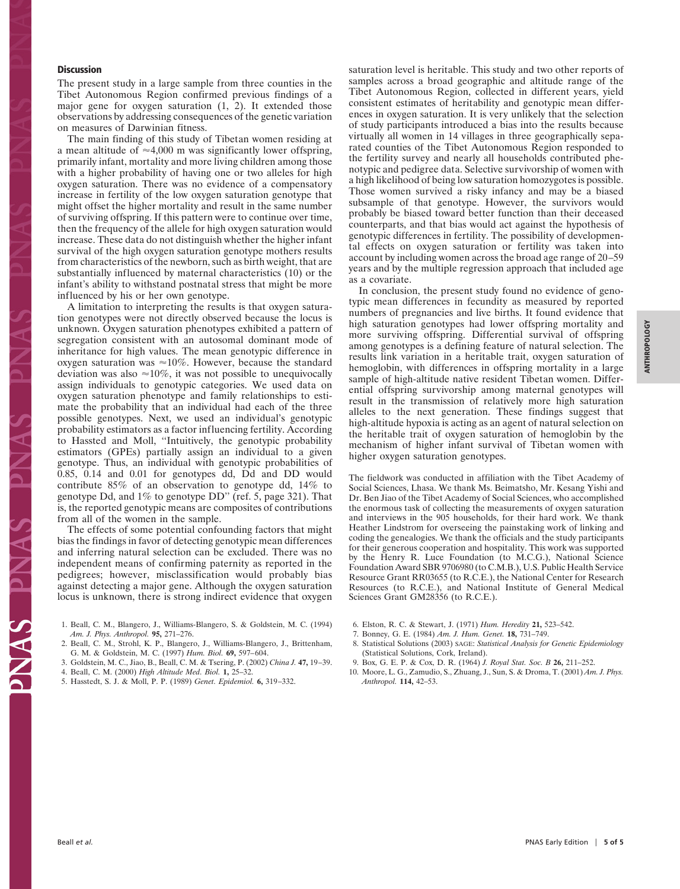## Discussion

The present study in a large sample from three counties in the Tibet Autonomous Region confirmed previous findings of a major gene for oxygen saturation (1, 2). It extended those observations by addressing consequences of the genetic variation on measures of Darwinian fitness.

The main finding of this study of Tibetan women residing at a mean altitude of ≈4,000 m was significantly lower offspring, primarily infant, mortality and more living children among those with a higher probability of having one or two alleles for high oxygen saturation. There was no evidence of a compensatory increase in fertility of the low oxygen saturation genotype that might offset the higher mortality and result in the same number of surviving offspring. If this pattern were to continue over time, then the frequency of the allele for high oxygen saturation would increase. These data do not distinguish whether the higher infant survival of the high oxygen saturation genotype mothers results from characteristics of the newborn, such as birth weight, that are substantially influenced by maternal characteristics (10) or the infant's ability to withstand postnatal stress that might be more influenced by his or her own genotype.

A limitation to interpreting the results is that oxygen saturation genotypes were not directly observed because the locus is unknown. Oxygen saturation phenotypes exhibited a pattern of segregation consistent with an autosomal dominant mode of inheritance for high values. The mean genotypic difference in oxygen saturation was ≈10%. However, because the standard deviation was also ≈10%, it was not possible to unequivocally assign individuals to genotypic categories. We used data on oxygen saturation phenotype and family relationships to estimate the probability that an individual had each of the three possible genotypes. Next, we used an individual's genotypic probability estimators as a factor influencing fertility. According to Hassted and Moll, "Intuitively, the genotypic probability estimators (GPEs) partially assign an individual to a given genotype. Thus, an individual with genotypic probabilities of 0.85, 0.14 and 0.01 for genotypes dd, Dd and DD would contribute 85% of an observation to genotype dd, 14% to genotype Dd, and 1% to genotype DD" (ref. 5, page 321). That is, the reported genotypic means are composites of contributions from all of the women in the sample.

The effects of some potential confounding factors that might bias the findings in favor of detecting genotypic mean differences and inferring natural selection can be excluded. There was no independent means of confirming paternity as reported in the pedigrees; however, misclassification would probably bias against detecting a major gene. Although the oxygen saturation locus is unknown, there is strong indirect evidence that oxygen saturation level is heritable. This study and two other reports of samples across a broad geographic and altitude range of the Tibet Autonomous Region, collected in different years, yield consistent estimates of heritability and genotypic mean differences in oxygen saturation. It is very unlikely that the selection of study participants introduced a bias into the results because virtually all women in 14 villages in three geographically separated counties of the Tibet Autonomous Region responded to the fertility survey and nearly all households contributed phenotypic and pedigree data. Selective survivorship of women with a high likelihood of being low saturation homozygotes is possible. Those women survived a risky infancy and may be a biased subsample of that genotype. However, the survivors would probably be biased toward better function than their deceased counterparts, and that bias would act against the hypothesis of genotypic differences in fertility. The possibility of developmental effects on oxygen saturation or fertility was taken into account by including women across the broad age range of 20–59 years and by the multiple regression approach that included age as a covariate.

In conclusion, the present study found no evidence of genotypic mean differences in fecundity as measured by reported numbers of pregnancies and live births. It found evidence that high saturation genotypes had lower offspring mortality and more surviving offspring. Differential survival of offspring among genotypes is a defining feature of natural selection. The results link variation in a heritable trait, oxygen saturation of hemoglobin, with differences in offspring mortality in a large sample of high-altitude native resident Tibetan women. Differential offspring survivorship among maternal genotypes will result in the transmission of relatively more high saturation alleles to the next generation. These findings suggest that high-altitude hypoxia is acting as an agent of natural selection on the heritable trait of oxygen saturation of hemoglobin by the mechanism of higher infant survival of Tibetan women with higher oxygen saturation genotypes.

The fieldwork was conducted in affiliation with the Tibet Academy of Social Sciences, Lhasa. We thank Ms. Beimatsho, Mr. Kesang Yishi and Dr. Ben Jiao of the Tibet Academy of Social Sciences, who accomplished the enormous task of collecting the measurements of oxygen saturation and interviews in the 905 households, for their hard work. We thank Heather Lindstrom for overseeing the painstaking work of linking and coding the genealogies. We thank the officials and the study participants for their generous cooperation and hospitality. This work was supported by the Henry R. Luce Foundation (to M.C.G.), National Science Foundation Award SBR 9706980 (to C.M.B.), U.S. Public Health Service Resource Grant RR03655 (to R.C.E.), the National Center for Research Resources (to R.C.E.), and National Institute of General Medical Sciences Grant GM28356 (to R.C.E.).

1. Beall, C. M., Blangero, J., Williams-Blangero, S. & Goldstein, M. C. (1994) *Am. J. Phys. Anthropol.* **95,** 271–276.
2. Beall, C. M., Strohl, K. P., Blangero, J., Williams-Blangero, J., Brittenham, G. M. & Goldstein, M. C. (1997) *Hum. Biol.* **69,** 597–604.
3. Goldstein, M. C., Jiao, B., Beall, C. M. & Tsering, P. (2002) *China J.* **47,** 19–39.
4. Beall, C. M. (2000) *High Altitude Med. Biol.* **1,** 25–32.
5. Hasstedt, S. J. & Moll, P. P. (1989) *Genet. Epidemiol.* **6,** 319–332.
6. Elston, R. C. & Stewart, J. (1971) *Hum. Heredity* **21,** 523–542.
7. Bonney, G. E. (1984) *Am. J. Hum. Genet.* **18,** 731–749.
8. Statistical Solutions (2003) SAGE: *Statistical Analysis for Genetic Epidemiology* (Statistical Solutions, Cork, Ireland).
9. Box, G. E. P. & Cox, D. R. (1964) *J. Royal Stat. Soc. B* **26,** 211–252.
10. Moore, L. G., Zamudio, S., Zhuang, J., Sun, S. & Droma, T. (2001) *Am. J. Phys. Anthropol.* **114,** 42–53.